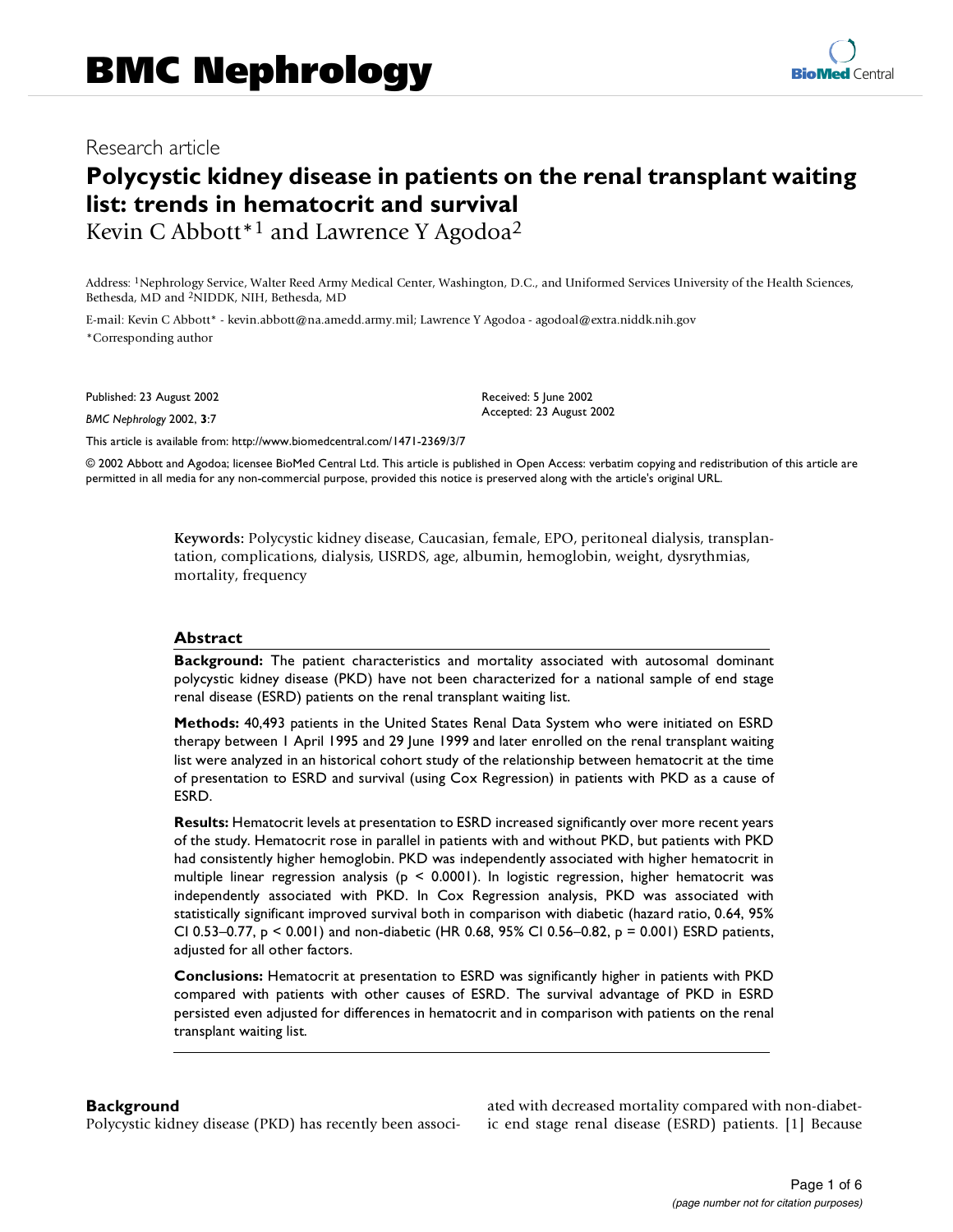# BMC Nephrology

Research article

## Polycystic kidney disease in patients on the renal transplant waiting list: trends in hematocrit and survival

Kevin C Abbott*[1] and Lawrence Y Agodoa[2]

Address: [1]Nephrology Service, Walter Reed Army Medical Center, Washington, D.C., and Uniformed Services University of the Health Sciences, Bethesda, MD and [2]NIDDK, NIH, Bethesda, MD

E-mail: Kevin C Abbott* - kevin.abbott@na.amedd.army.mil; Lawrence Y Agodoa - agodoal@extra.niddk.nih.gov

*Corresponding author

Published: 23 August 2002

*BMC Nephrology* 2002, **3**:7

Received: 5 June 2002
Accepted: 23 August 2002

This article is available from: http://www.biomedcentral.com/1471-2369/3/7

© 2002 Abbott and Agodoa; licensee BioMed Central Ltd. This article is published in Open Access: verbatim copying and redistribution of this article are permitted in all media for any non-commercial purpose, provided this notice is preserved along with the article's original URL.

**Keywords:** Polycystic kidney disease, Caucasian, female, EPO, peritoneal dialysis, transplantation, complications, dialysis, USRDS, age, albumin, hemoglobin, weight, dysrythmias, mortality, frequency

### Abstract

**Background:** The patient characteristics and mortality associated with autosomal dominant polycystic kidney disease (PKD) have not been characterized for a national sample of end stage renal disease (ESRD) patients on the renal transplant waiting list.

**Methods:** 40,493 patients in the United States Renal Data System who were initiated on ESRD therapy between 1 April 1995 and 29 June 1999 and later enrolled on the renal transplant waiting list were analyzed in an historical cohort study of the relationship between hematocrit at the time of presentation to ESRD and survival (using Cox Regression) in patients with PKD as a cause of ESRD.

**Results:** Hematocrit levels at presentation to ESRD increased significantly over more recent years of the study. Hematocrit rose in parallel in patients with and without PKD, but patients with PKD had consistently higher hemoglobin. PKD was independently associated with higher hematocrit in multiple linear regression analysis ($p < 0.0001$). In logistic regression, higher hematocrit was independently associated with PKD. In Cox Regression analysis, PKD was associated with statistically significant improved survival both in comparison with diabetic (hazard ratio, 0.64, 95% CI 0.53–0.77, $p < 0.001$) and non-diabetic (HR 0.68, 95% CI 0.56–0.82, $p = 0.001$) ESRD patients, adjusted for all other factors.

**Conclusions:** Hematocrit at presentation to ESRD was significantly higher in patients with PKD compared with patients with other causes of ESRD. The survival advantage of PKD in ESRD persisted even adjusted for differences in hematocrit and in comparison with patients on the renal transplant waiting list.

### Background

Polycystic kidney disease (PKD) has recently been associated with decreased mortality compared with non-diabetic end stage renal disease (ESRD) patients. [1] Because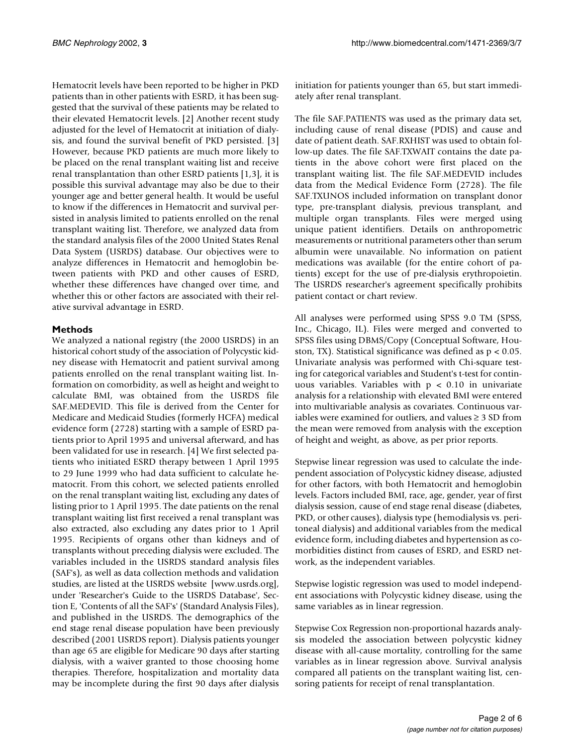Hematocrit levels have been reported to be higher in PKD patients than in other patients with ESRD, it has been suggested that the survival of these patients may be related to their elevated Hematocrit levels. [2] Another recent study adjusted for the level of Hematocrit at initiation of dialysis, and found the survival benefit of PKD persisted. [3] However, because PKD patients are much more likely to be placed on the renal transplant waiting list and receive renal transplantation than other ESRD patients [1,3], it is possible this survival advantage may also be due to their younger age and better general health. It would be useful to know if the differences in Hematocrit and survival persisted in analysis limited to patients enrolled on the renal transplant waiting list. Therefore, we analyzed data from the standard analysis files of the 2000 United States Renal Data System (USRDS) database. Our objectives were to analyze differences in Hematocrit and hemoglobin between patients with PKD and other causes of ESRD, whether these differences have changed over time, and whether this or other factors are associated with their relative survival advantage in ESRD.

## Methods

We analyzed a national registry (the 2000 USRDS) in an historical cohort study of the association of Polycystic kidney disease with Hematocrit and patient survival among patients enrolled on the renal transplant waiting list. Information on comorbidity, as well as height and weight to calculate BMI, was obtained from the USRDS file SAF.MEDEVID. This file is derived from the Center for Medicare and Medicaid Studies (formerly HCFA) medical evidence form (2728) starting with a sample of ESRD patients prior to April 1995 and universal afterward, and has been validated for use in research. [4] We first selected patients who initiated ESRD therapy between 1 April 1995 to 29 June 1999 who had data sufficient to calculate hematocrit. From this cohort, we selected patients enrolled on the renal transplant waiting list, excluding any dates of listing prior to 1 April 1995. The date patients on the renal transplant waiting list first received a renal transplant was also extracted, also excluding any dates prior to 1 April 1995. Recipients of organs other than kidneys and of transplants without preceding dialysis were excluded. The variables included in the USRDS standard analysis files (SAF's), as well as data collection methods and validation studies, are listed at the USRDS website [www.usrds.org], under 'Researcher's Guide to the USRDS Database', Section E, 'Contents of all the SAF's' (Standard Analysis Files), and published in the USRDS. The demographics of the end stage renal disease population have been previously described (2001 USRDS report). Dialysis patients younger than age 65 are eligible for Medicare 90 days after starting dialysis, with a waiver granted to those choosing home therapies. Therefore, hospitalization and mortality data may be incomplete during the first 90 days after dialysis initiation for patients younger than 65, but start immediately after renal transplant.

The file SAF.PATIENTS was used as the primary data set, including cause of renal disease (PDIS) and cause and date of patient death. SAF.RXHIST was used to obtain follow-up dates. The file SAF.TXWAIT contains the date patients in the above cohort were first placed on the transplant waiting list. The file SAF.MEDEVID includes data from the Medical Evidence Form (2728). The file SAF.TXUNOS included information on transplant donor type, pre-transplant dialysis, previous transplant, and multiple organ transplants. Files were merged using unique patient identifiers. Details on anthropometric measurements or nutritional parameters other than serum albumin were unavailable. No information on patient medications was available (for the entire cohort of patients) except for the use of pre-dialysis erythropoietin. The USRDS researcher's agreement specifically prohibits patient contact or chart review.

All analyses were performed using SPSS 9.0 TM (SPSS, Inc., Chicago, IL). Files were merged and converted to SPSS files using DBMS/Copy (Conceptual Software, Houston, TX). Statistical significance was defined as $p < 0.05$. Univariate analysis was performed with Chi-square testing for categorical variables and Student's t-test for continuous variables. Variables with $p < 0.10$ in univariate analysis for a relationship with elevated BMI were entered into multivariable analysis as covariates. Continuous variables were examined for outliers, and values ≥ 3 SD from the mean were removed from analysis with the exception of height and weight, as above, as per prior reports.

Stepwise linear regression was used to calculate the independent association of Polycystic kidney disease, adjusted for other factors, with both Hematocrit and hemoglobin levels. Factors included BMI, race, age, gender, year of first dialysis session, cause of end stage renal disease (diabetes, PKD, or other causes), dialysis type (hemodialysis vs. peritoneal dialysis) and additional variables from the medical evidence form, including diabetes and hypertension as comorbidities distinct from causes of ESRD, and ESRD network, as the independent variables.

Stepwise logistic regression was used to model independent associations with Polycystic kidney disease, using the same variables as in linear regression.

Stepwise Cox Regression non-proportional hazards analysis modeled the association between polycystic kidney disease with all-cause mortality, controlling for the same variables as in linear regression above. Survival analysis compared all patients on the transplant waiting list, censoring patients for receipt of renal transplantation.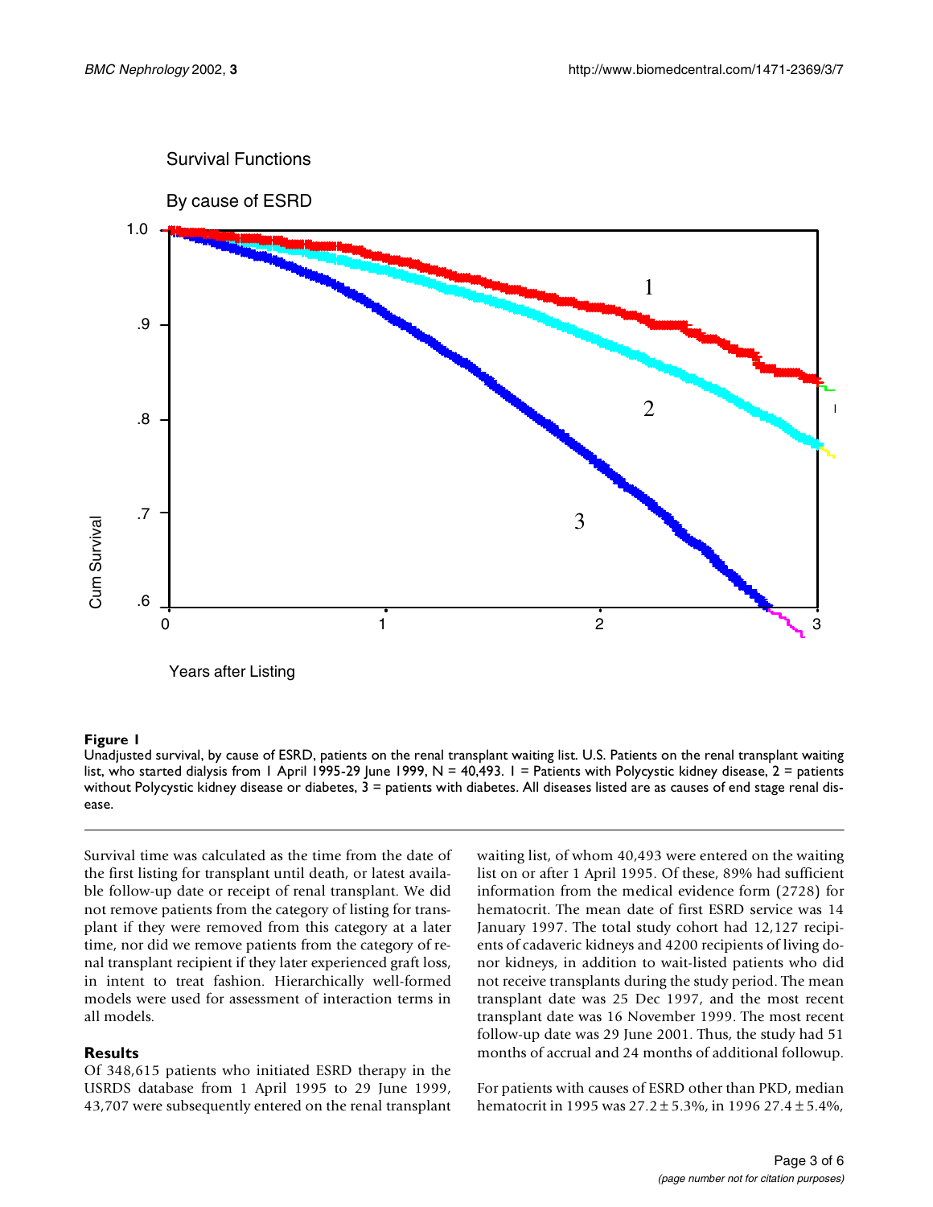**Figure 1**

Unadjusted survival, by cause of ESRD, patients on the renal transplant waiting list. U.S. Patients on the renal transplant waiting list, who started dialysis from 1 April 1995-29 June 1999, N = 40,493. 1 = Patients with Polycystic kidney disease, 2 = patients without Polycystic kidney disease or diabetes, 3 = patients with diabetes. All diseases listed are as causes of end stage renal disease.

Survival time was calculated as the time from the date of the first listing for transplant until death, or latest available follow-up date or receipt of renal transplant. We did not remove patients from the category of listing for transplant if they were removed from this category at a later time, nor did we remove patients from the category of renal transplant recipient if they later experienced graft loss, in intent to treat fashion. Hierarchically well-formed models were used for assessment of interaction terms in all models.

## Results

Of 348,615 patients who initiated ESRD therapy in the USRDS database from 1 April 1995 to 29 June 1999, 43,707 were subsequently entered on the renal transplant waiting list, of whom 40,493 were entered on the waiting list on or after 1 April 1995. Of these, 89% had sufficient information from the medical evidence form (2728) for hematocrit. The mean date of first ESRD service was 14 January 1997. The total study cohort had 12,127 recipients of cadaveric kidneys and 4200 recipients of living donor kidneys, in addition to wait-listed patients who did not receive transplants during the study period. The mean transplant date was 25 Dec 1997, and the most recent transplant date was 16 November 1999. The most recent follow-up date was 29 June 2001. Thus, the study had 51 months of accrual and 24 months of additional followup.

For patients with causes of ESRD other than PKD, median hematocrit in 1995 was 27.2 ± 5.3%, in 1996 27.4 ± 5.4%,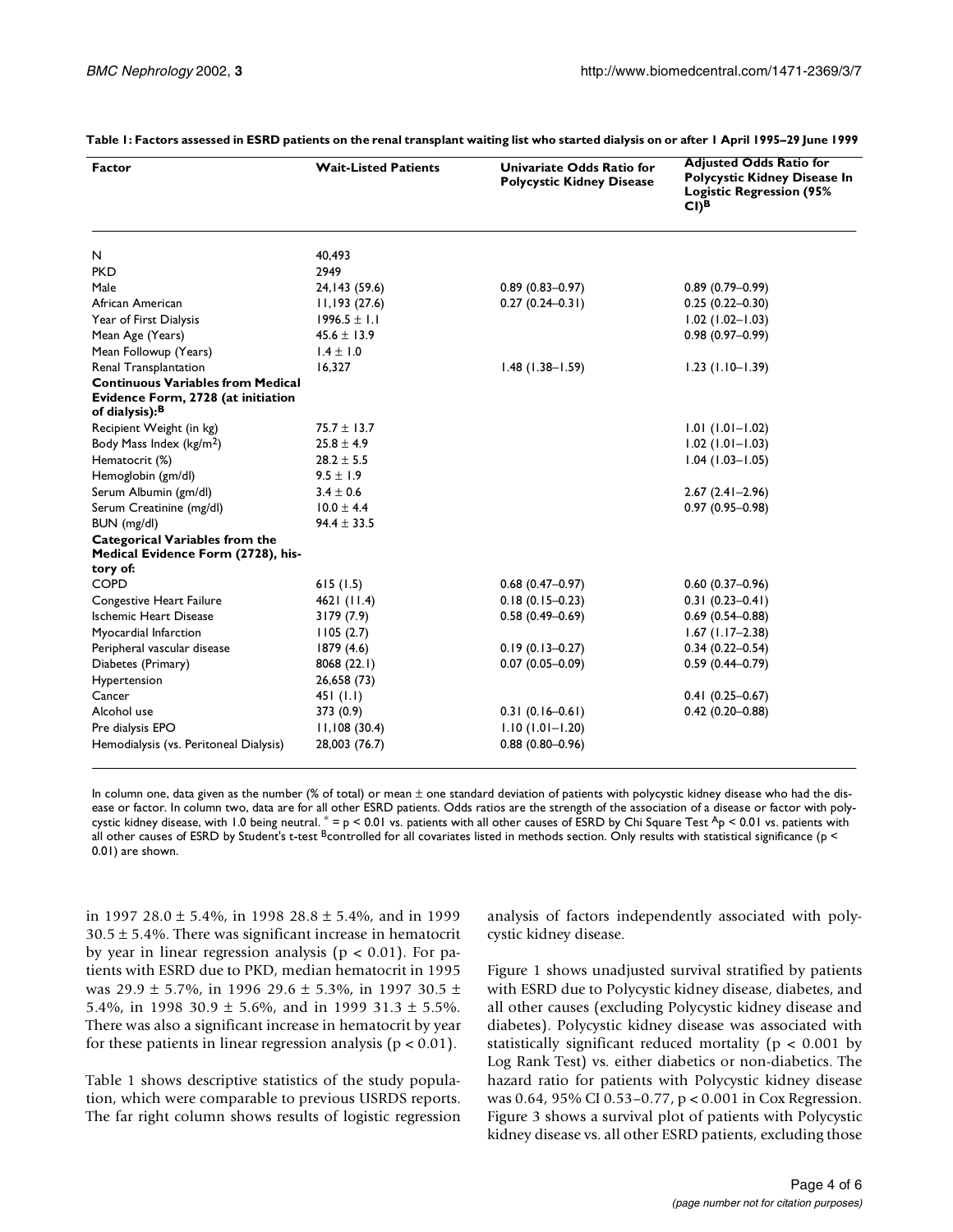**Table 1: Factors assessed in ESRD patients on the renal transplant waiting list who started dialysis on or after 1 April 1995–29 June 1999**

| Factor | Wait-Listed Patients | Univariate Odds Ratio for Polycystic Kidney Disease | Adjusted Odds Ratio for Polycystic Kidney Disease In Logistic Regression (95% CI)[B] |
|---|---|---|---|
| N | 40,493 | | |
| PKD | 2949 | | |
| Male | 24,143 (59.6) | 0.89 (0.83–0.97) | 0.89 (0.79–0.99) |
| African American | 11,193 (27.6) | 0.27 (0.24–0.31) | 0.25 (0.22–0.30) |
| Year of First Dialysis | 1996.5 ± 1.1 | | 1.02 (1.02–1.03) |
| Mean Age (Years) | 45.6 ± 13.9 | | 0.98 (0.97–0.99) |
| Mean Followup (Years) | 1.4 ± 1.0 | | |
| Renal Transplantation | 16,327 | 1.48 (1.38–1.59) | 1.23 (1.10–1.39) |
| **Continuous Variables from Medical Evidence Form, 2728 (at initiation of dialysis):[B]** | | | |
| Recipient Weight (in kg) | 75.7 ± 13.7 | | 1.01 (1.01–1.02) |
| Body Mass Index (kg/m$^2$) | 25.8 ± 4.9 | | 1.02 (1.01–1.03) |
| Hematocrit (%) | 28.2 ± 5.5 | | 1.04 (1.03–1.05) |
| Hemoglobin (gm/dl) | 9.5 ± 1.9 | | |
| Serum Albumin (gm/dl) | 3.4 ± 0.6 | | 2.67 (2.41–2.96) |
| Serum Creatinine (mg/dl) | 10.0 ± 4.4 | | 0.97 (0.95–0.98) |
| BUN (mg/dl) | 94.4 ± 33.5 | | |
| **Categorical Variables from the Medical Evidence Form (2728), history of:** | | | |
| COPD | 615 (1.5) | 0.68 (0.47–0.97) | 0.60 (0.37–0.96) |
| Congestive Heart Failure | 4621 (11.4) | 0.18 (0.15–0.23) | 0.31 (0.23–0.41) |
| Ischemic Heart Disease | 3179 (7.9) | 0.58 (0.49–0.69) | 0.69 (0.54–0.88) |
| Myocardial Infarction | 1105 (2.7) | | 1.67 (1.17–2.38) |
| Peripheral vascular disease | 1879 (4.6) | 0.19 (0.13–0.27) | 0.34 (0.22–0.54) |
| Diabetes (Primary) | 8068 (22.1) | 0.07 (0.05–0.09) | 0.59 (0.44–0.79) |
| Hypertension | 26,658 (73) | | |
| Cancer | 451 (1.1) | | 0.41 (0.25–0.67) |
| Alcohol use | 373 (0.9) | 0.31 (0.16–0.61) | 0.42 (0.20–0.88) |
| Pre dialysis EPO | 11,108 (30.4) | 1.10 (1.01–1.20) | |
| Hemodialysis (vs. Peritoneal Dialysis) | 28,003 (76.7) | 0.88 (0.80–0.96) | |

In column one, data given as the number (% of total) or mean ± one standard deviation of patients with polycystic kidney disease who had the disease or factor. In column two, data are for all other ESRD patients. Odds ratios are the strength of the association of a disease or factor with polycystic kidney disease, with 1.0 being neutral. * = $p < 0.01$ vs. patients with all other causes of ESRD by Chi Square Test [A]$p < 0.01$ vs. patients with all other causes of ESRD by Student's t-test [B]controlled for all covariates listed in methods section. Only results with statistical significance ($p < 0.01$) are shown.

in 1997 28.0 ± 5.4%, in 1998 28.8 ± 5.4%, and in 1999 30.5 ± 5.4%. There was significant increase in hematocrit by year in linear regression analysis ($p < 0.01$). For patients with ESRD due to PKD, median hematocrit in 1995 was 29.9 ± 5.7%, in 1996 29.6 ± 5.3%, in 1997 30.5 ± 5.4%, in 1998 30.9 ± 5.6%, and in 1999 31.3 ± 5.5%. There was also a significant increase in hematocrit by year for these patients in linear regression analysis ($p < 0.01$).

Table 1 shows descriptive statistics of the study population, which were comparable to previous USRDS reports. The far right column shows results of logistic regression analysis of factors independently associated with polycystic kidney disease.

Figure 1 shows unadjusted survival stratified by patients with ESRD due to Polycystic kidney disease, diabetes, and all other causes (excluding Polycystic kidney disease and diabetes). Polycystic kidney disease was associated with statistically significant reduced mortality ($p < 0.001$ by Log Rank Test) vs. either diabetics or non-diabetics. The hazard ratio for patients with Polycystic kidney disease was 0.64, 95% CI 0.53–0.77, $p < 0.001$ in Cox Regression. Figure 3 shows a survival plot of patients with Polycystic kidney disease vs. all other ESRD patients, excluding those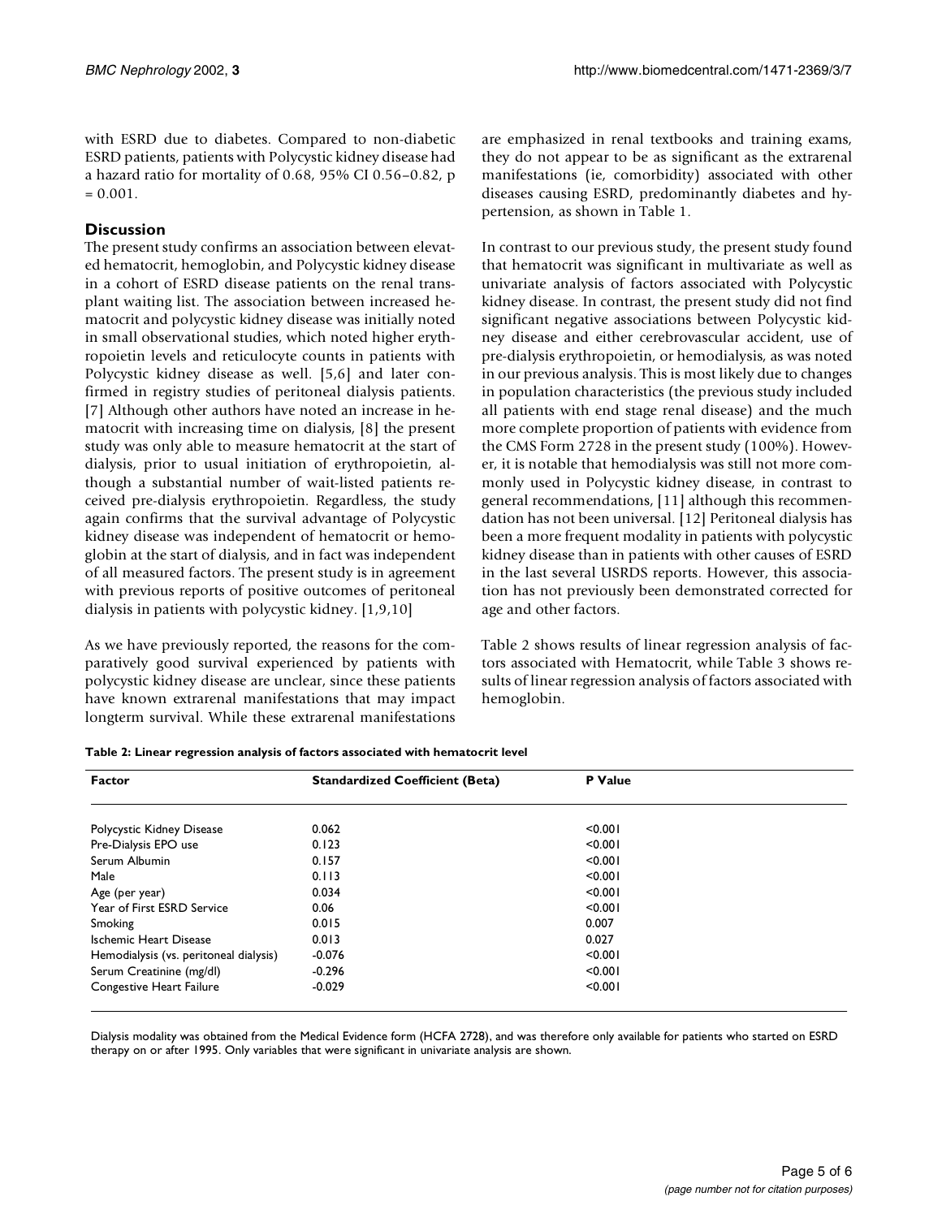with ESRD due to diabetes. Compared to non-diabetic ESRD patients, patients with Polycystic kidney disease had a hazard ratio for mortality of 0.68, 95% CI 0.56–0.82, p = 0.001.

## Discussion

The present study confirms an association between elevated hematocrit, hemoglobin, and Polycystic kidney disease in a cohort of ESRD disease patients on the renal transplant waiting list. The association between increased hematocrit and polycystic kidney disease was initially noted in small observational studies, which noted higher erythropoietin levels and reticulocyte counts in patients with Polycystic kidney disease as well. [5,6] and later confirmed in registry studies of peritoneal dialysis patients. [7] Although other authors have noted an increase in hematocrit with increasing time on dialysis, [8] the present study was only able to measure hematocrit at the start of dialysis, prior to usual initiation of erythropoietin, although a substantial number of wait-listed patients received pre-dialysis erythropoietin. Regardless, the study again confirms that the survival advantage of Polycystic kidney disease was independent of hematocrit or hemoglobin at the start of dialysis, and in fact was independent of all measured factors. The present study is in agreement with previous reports of positive outcomes of peritoneal dialysis in patients with polycystic kidney. [1,9,10]

As we have previously reported, the reasons for the comparatively good survival experienced by patients with polycystic kidney disease are unclear, since these patients have known extrarenal manifestations that may impact longterm survival. While these extrarenal manifestations are emphasized in renal textbooks and training exams, they do not appear to be as significant as the extrarenal manifestations (ie, comorbidity) associated with other diseases causing ESRD, predominantly diabetes and hypertension, as shown in Table 1.

In contrast to our previous study, the present study found that hematocrit was significant in multivariate as well as univariate analysis of factors associated with Polycystic kidney disease. In contrast, the present study did not find significant negative associations between Polycystic kidney disease and either cerebrovascular accident, use of pre-dialysis erythropoietin, or hemodialysis, as was noted in our previous analysis. This is most likely due to changes in population characteristics (the previous study included all patients with end stage renal disease) and the much more complete proportion of patients with evidence from the CMS Form 2728 in the present study (100%). However, it is notable that hemodialysis was still not more commonly used in Polycystic kidney disease, in contrast to general recommendations, [11] although this recommendation has not been universal. [12] Peritoneal dialysis has been a more frequent modality in patients with polycystic kidney disease than in patients with other causes of ESRD in the last several USRDS reports. However, this association has not previously been demonstrated corrected for age and other factors.

Table 2 shows results of linear regression analysis of factors associated with Hematocrit, while Table 3 shows results of linear regression analysis of factors associated with hemoglobin.

**Table 2: Linear regression analysis of factors associated with hematocrit level**

| Factor | Standardized Coefficient (Beta) | P Value |
|---|---|---|
| Polycystic Kidney Disease | 0.062 | <0.001 |
| Pre-Dialysis EPO use | 0.123 | <0.001 |
| Serum Albumin | 0.157 | <0.001 |
| Male | 0.113 | <0.001 |
| Age (per year) | 0.034 | <0.001 |
| Year of First ESRD Service | 0.06 | <0.001 |
| Smoking | 0.015 | 0.007 |
| Ischemic Heart Disease | 0.013 | 0.027 |
| Hemodialysis (vs. peritoneal dialysis) | -0.076 | <0.001 |
| Serum Creatinine (mg/dl) | -0.296 | <0.001 |
| Congestive Heart Failure | -0.029 | <0.001 |

Dialysis modality was obtained from the Medical Evidence form (HCFA 2728), and was therefore only available for patients who started on ESRD therapy on or after 1995. Only variables that were significant in univariate analysis are shown.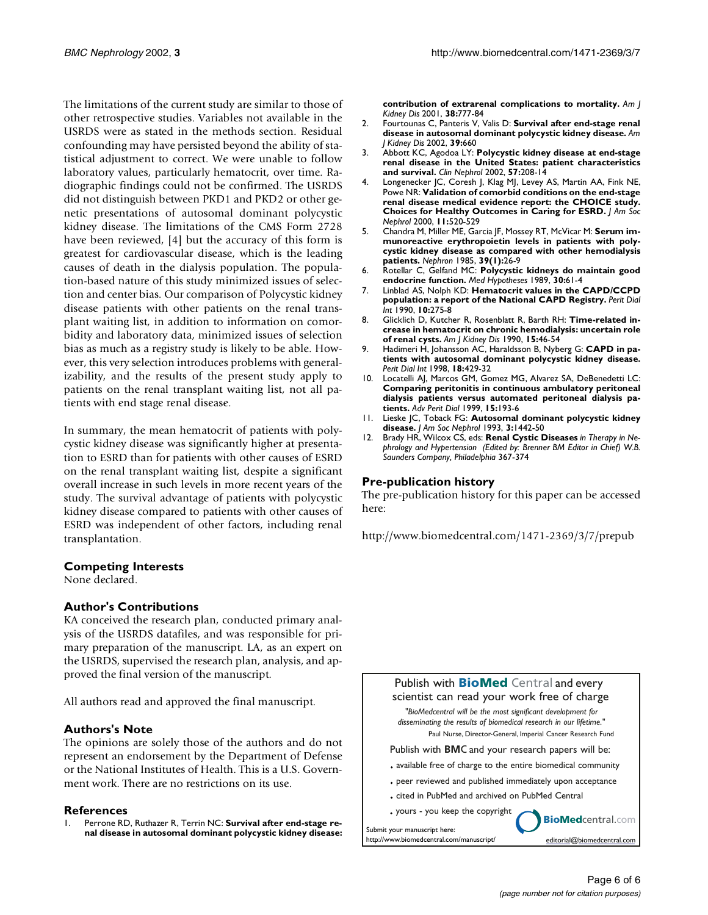The limitations of the current study are similar to those of other retrospective studies. Variables not available in the USRDS were as stated in the methods section. Residual confounding may have persisted beyond the ability of statistical adjustment to correct. We were unable to follow laboratory values, particularly hematocrit, over time. Radiographic findings could not be confirmed. The USRDS did not distinguish between PKD1 and PKD2 or other genetic presentations of autosomal dominant polycystic kidney disease. The limitations of the CMS Form 2728 have been reviewed, [4] but the accuracy of this form is greatest for cardiovascular disease, which is the leading causes of death in the dialysis population. The population-based nature of this study minimized issues of selection and center bias. Our comparison of Polycystic kidney disease patients with other patients on the renal transplant waiting list, in addition to information on comorbidity and laboratory data, minimized issues of selection bias as much as a registry study is likely to be able. However, this very selection introduces problems with generalizability, and the results of the present study apply to patients on the renal transplant waiting list, not all patients with end stage renal disease.

In summary, the mean hematocrit of patients with polycystic kidney disease was significantly higher at presentation to ESRD than for patients with other causes of ESRD on the renal transplant waiting list, despite a significant overall increase in such levels in more recent years of the study. The survival advantage of patients with polycystic kidney disease compared to patients with other causes of ESRD was independent of other factors, including renal transplantation.

## Competing Interests

None declared.

## Author's Contributions

KA conceived the research plan, conducted primary analysis of the USRDS datafiles, and was responsible for primary preparation of the manuscript. LA, as an expert on the USRDS, supervised the research plan, analysis, and approved the final version of the manuscript.

All authors read and approved the final manuscript.

## Authors's Note

The opinions are solely those of the authors and do not represent an endorsement by the Department of Defense or the National Institutes of Health. This is a U.S. Government work. There are no restrictions on its use.

## References

1. Perrone RD, Ruthazer R, Terrin NC: **Survival after end-stage renal disease in autosomal dominant polycystic kidney disease: contribution of extrarenal complications to mortality.** *Am J Kidney Dis* 2001, **38:**777-84
2. Fourtounas C, Panteris V, Valis D: **Survival after end-stage renal disease in autosomal dominant polycystic kidney disease.** *Am J Kidney Dis* 2002, **39:**660
3. Abbott KC, Agodoa LY: **Polycystic kidney disease at end-stage renal disease in the United States: patient characteristics and survival.** *Clin Nephrol* 2002, **57:**208-14
4. Longenecker JC, Coresh J, Klag MJ, Levey AS, Martin AA, Fink NE, Powe NR: **Validation of comorbid conditions on the end-stage renal disease medical evidence report: the CHOICE study. Choices for Healthy Outcomes in Caring for ESRD.** *J Am Soc Nephrol* 2000, **11:**520-529
5. Chandra M, Miller ME, Garcia JF, Mossey RT, McVicar M: **Serum immunoreactive erythropoietin levels in patients with polycystic kidney disease as compared with other hemodialysis patients.** *Nephron* 1985, **39(1):**26-9
6. Rotellar C, Gelfand MC: **Polycystic kidneys do maintain good endocrine function.** *Med Hypotheses* 1989, **30:**61-4
7. Linblad AS, Nolph KD: **Hematocrit values in the CAPD/CCPD population: a report of the National CAPD Registry.** *Perit Dial Int* 1990, **10:**275-8
8. Glicklich D, Kutcher R, Rosenblatt R, Barth RH: **Time-related increase in hematocrit on chronic hemodialysis: uncertain role of renal cysts.** *Am J Kidney Dis* 1990, **15:**46-54
9. Hadimeri H, Johansson AC, Haraldsson B, Nyberg G: **CAPD in patients with autosomal dominant polycystic kidney disease.** *Perit Dial Int* 1998, **18:**429-32
10. Locatelli AJ, Marcos GM, Gomez MG, Alvarez SA, DeBenedetti LC: **Comparing peritonitis in continuous ambulatory peritoneal dialysis patients versus automated peritoneal dialysis patients.** *Adv Perit Dial* 1999, **15:**193-6
11. Lieske JC, Toback FG: **Autosomal dominant polycystic kidney disease.** *J Am Soc Nephrol* 1993, **3:**1442-50
12. Brady HR, Wilcox CS, eds: **Renal Cystic Diseases** *in Therapy in Nephrology and Hypertension (Edited by: Brenner BM Editor in Chief) W.B. Saunders Company, Philadelphia* 367-374

## Pre-publication history

The pre-publication history for this paper can be accessed here:

http://www.biomedcentral.com/1471-2369/3/7/prepub

Publish with **BioMed** Central and every scientist can read your work free of charge

*"BioMedcentral will be the most significant development for disseminating the results of biomedical research in our lifetime."*
Paul Nurse, Director-General, Imperial Cancer Research Fund

Publish with **BMC** and your research papers will be:

- available free of charge to the entire biomedical community
- peer reviewed and published immediately upon acceptance
- cited in PubMed and archived on PubMed Central
- yours - you keep the copyright

Submit your manuscript here:
http://www.biomedcentral.com/manuscript/

**BioMed**central.com

editorial@biomedcentral.com